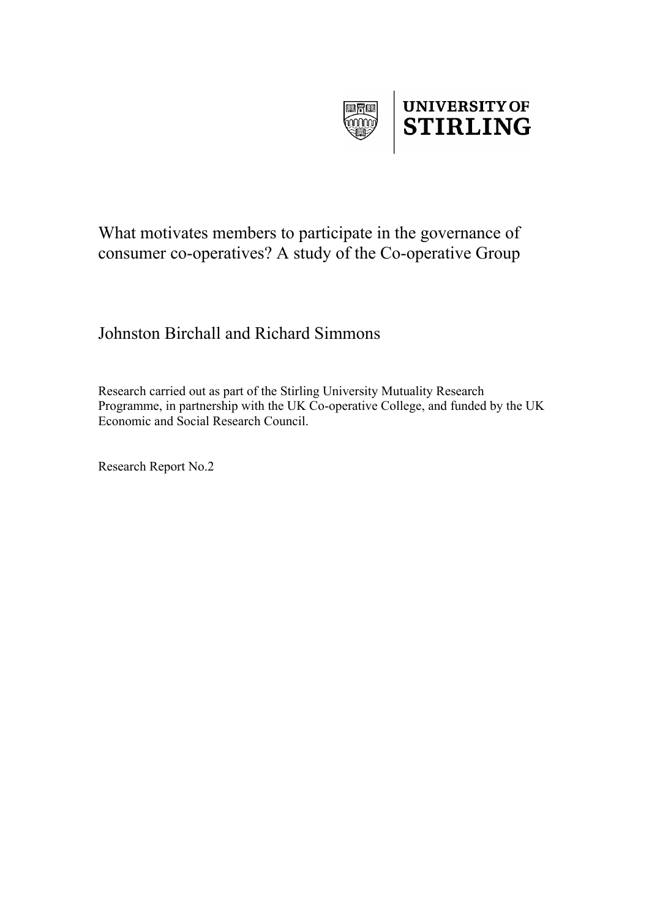UNIVERSITY OF
STIRLING

# What motivates members to participate in the governance of consumer co-operatives? A study of the Co-operative Group

Johnston Birchall and Richard Simmons

Research carried out as part of the Stirling University Mutuality Research Programme, in partnership with the UK Co-operative College, and funded by the UK Economic and Social Research Council.

Research Report No.2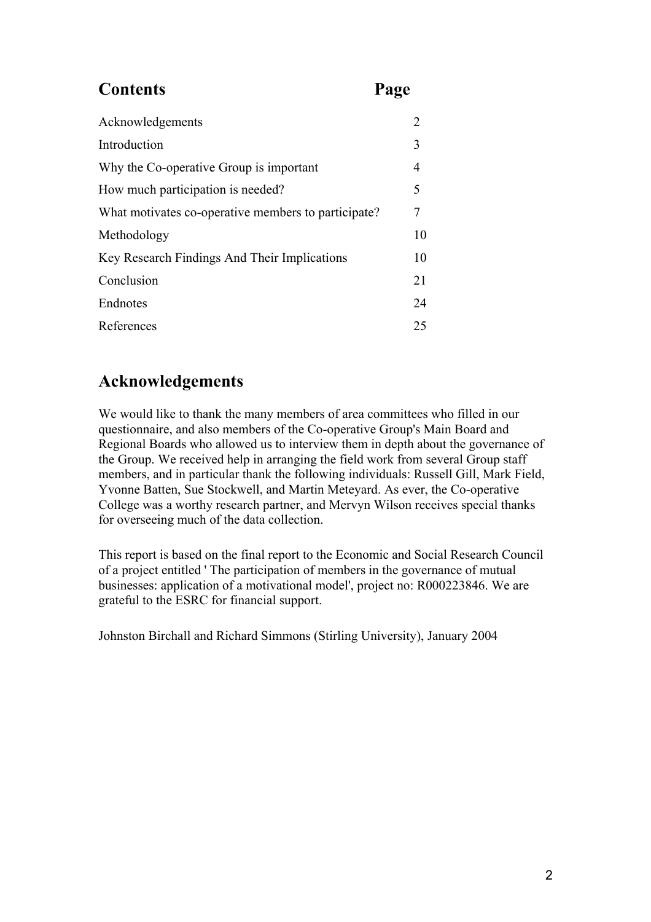## Contents

| Contents | Page |
|---|---|
| Acknowledgements | 2 |
| Introduction | 3 |
| Why the Co-operative Group is important | 4 |
| How much participation is needed? | 5 |
| What motivates co-operative members to participate? | 7 |
| Methodology | 10 |
| Key Research Findings And Their Implications | 10 |
| Conclusion | 21 |
| Endnotes | 24 |
| References | 25 |

## Acknowledgements

We would like to thank the many members of area committees who filled in our questionnaire, and also members of the Co-operative Group's Main Board and Regional Boards who allowed us to interview them in depth about the governance of the Group. We received help in arranging the field work from several Group staff members, and in particular thank the following individuals: Russell Gill, Mark Field, Yvonne Batten, Sue Stockwell, and Martin Meteyard. As ever, the Co-operative College was a worthy research partner, and Mervyn Wilson receives special thanks for overseeing much of the data collection.

This report is based on the final report to the Economic and Social Research Council of a project entitled ' The participation of members in the governance of mutual businesses: application of a motivational model', project no: R000223846. We are grateful to the ESRC for financial support.

Johnston Birchall and Richard Simmons (Stirling University), January 2004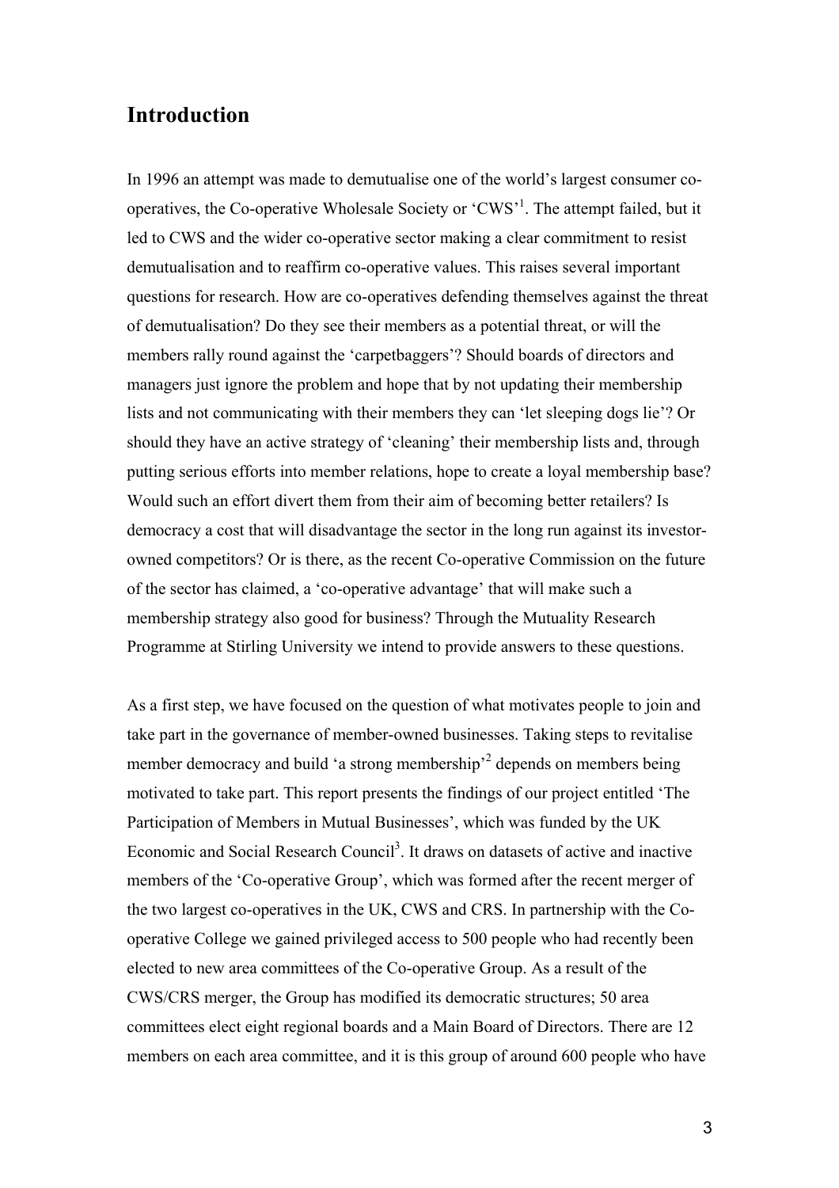## Introduction

In 1996 an attempt was made to demutualise one of the world's largest consumer co-operatives, the Co-operative Wholesale Society or 'CWS'[1]. The attempt failed, but it led to CWS and the wider co-operative sector making a clear commitment to resist demutualisation and to reaffirm co-operative values. This raises several important questions for research. How are co-operatives defending themselves against the threat of demutualisation? Do they see their members as a potential threat, or will the members rally round against the 'carpetbaggers'? Should boards of directors and managers just ignore the problem and hope that by not updating their membership lists and not communicating with their members they can 'let sleeping dogs lie'? Or should they have an active strategy of 'cleaning' their membership lists and, through putting serious efforts into member relations, hope to create a loyal membership base? Would such an effort divert them from their aim of becoming better retailers? Is democracy a cost that will disadvantage the sector in the long run against its investor-owned competitors? Or is there, as the recent Co-operative Commission on the future of the sector has claimed, a 'co-operative advantage' that will make such a membership strategy also good for business? Through the Mutuality Research Programme at Stirling University we intend to provide answers to these questions.

As a first step, we have focused on the question of what motivates people to join and take part in the governance of member-owned businesses. Taking steps to revitalise member democracy and build 'a strong membership'[2] depends on members being motivated to take part. This report presents the findings of our project entitled 'The Participation of Members in Mutual Businesses', which was funded by the UK Economic and Social Research Council[3]. It draws on datasets of active and inactive members of the 'Co-operative Group', which was formed after the recent merger of the two largest co-operatives in the UK, CWS and CRS. In partnership with the Co-operative College we gained privileged access to 500 people who had recently been elected to new area committees of the Co-operative Group. As a result of the CWS/CRS merger, the Group has modified its democratic structures; 50 area committees elect eight regional boards and a Main Board of Directors. There are 12 members on each area committee, and it is this group of around 600 people who have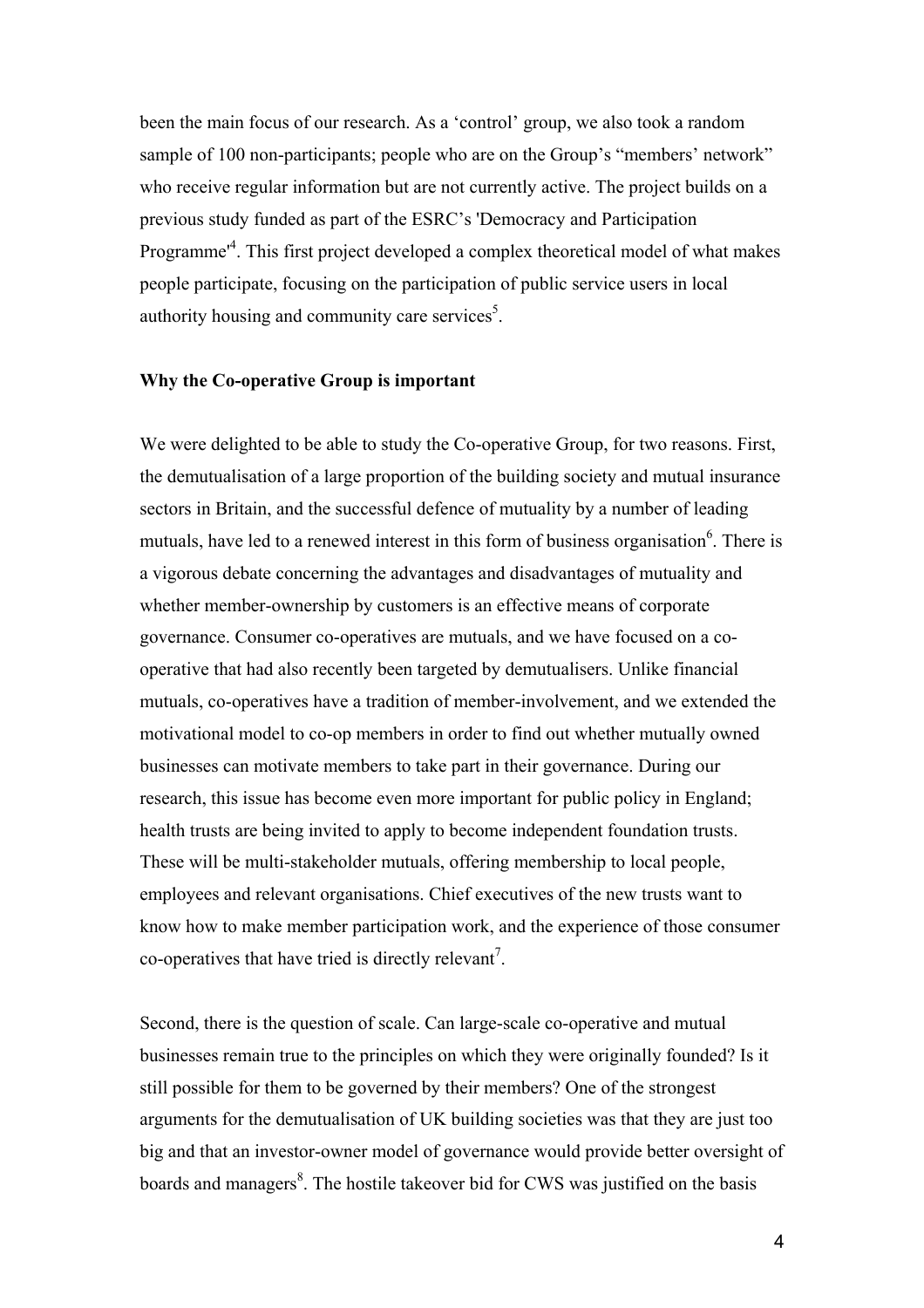been the main focus of our research. As a 'control' group, we also took a random sample of 100 non-participants; people who are on the Group's "members' network" who receive regular information but are not currently active. The project builds on a previous study funded as part of the ESRC's 'Democracy and Participation Programme'[4]. This first project developed a complex theoretical model of what makes people participate, focusing on the participation of public service users in local authority housing and community care services[5].

**Why the Co-operative Group is important**

We were delighted to be able to study the Co-operative Group, for two reasons. First, the demutualisation of a large proportion of the building society and mutual insurance sectors in Britain, and the successful defence of mutuality by a number of leading mutuals, have led to a renewed interest in this form of business organisation[6]. There is a vigorous debate concerning the advantages and disadvantages of mutuality and whether member-ownership by customers is an effective means of corporate governance. Consumer co-operatives are mutuals, and we have focused on a co-operative that had also recently been targeted by demutualisers. Unlike financial mutuals, co-operatives have a tradition of member-involvement, and we extended the motivational model to co-op members in order to find out whether mutually owned businesses can motivate members to take part in their governance. During our research, this issue has become even more important for public policy in England; health trusts are being invited to apply to become independent foundation trusts. These will be multi-stakeholder mutuals, offering membership to local people, employees and relevant organisations. Chief executives of the new trusts want to know how to make member participation work, and the experience of those consumer co-operatives that have tried is directly relevant[7].

Second, there is the question of scale. Can large-scale co-operative and mutual businesses remain true to the principles on which they were originally founded? Is it still possible for them to be governed by their members? One of the strongest arguments for the demutualisation of UK building societies was that they are just too big and that an investor-owner model of governance would provide better oversight of boards and managers[8]. The hostile takeover bid for CWS was justified on the basis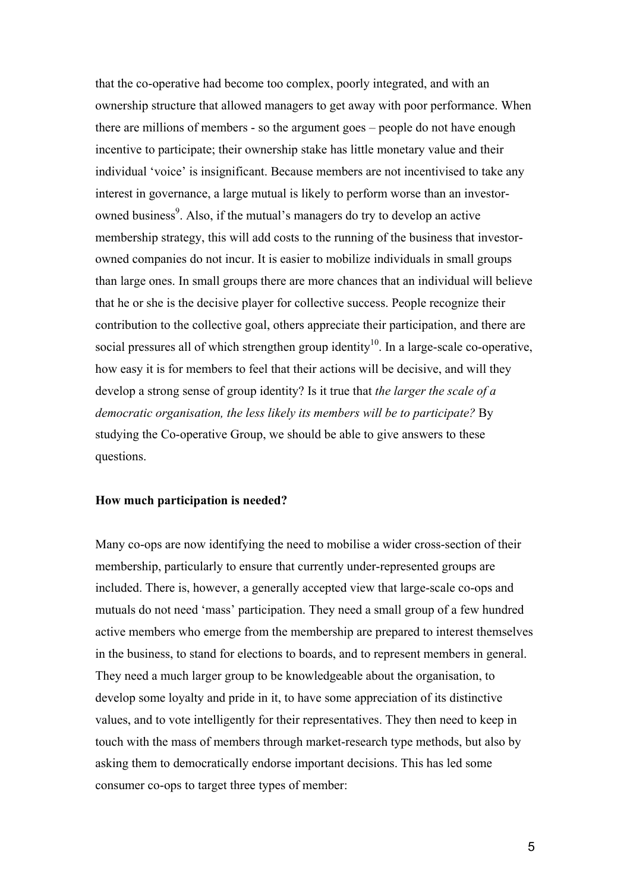that the co-operative had become too complex, poorly integrated, and with an ownership structure that allowed managers to get away with poor performance. When there are millions of members - so the argument goes – people do not have enough incentive to participate; their ownership stake has little monetary value and their individual 'voice' is insignificant. Because members are not incentivised to take any interest in governance, a large mutual is likely to perform worse than an investor-owned business[9]. Also, if the mutual's managers do try to develop an active membership strategy, this will add costs to the running of the business that investor-owned companies do not incur. It is easier to mobilize individuals in small groups than large ones. In small groups there are more chances that an individual will believe that he or she is the decisive player for collective success. People recognize their contribution to the collective goal, others appreciate their participation, and there are social pressures all of which strengthen group identity[10]. In a large-scale co-operative, how easy it is for members to feel that their actions will be decisive, and will they develop a strong sense of group identity? Is it true that *the larger the scale of a democratic organisation, the less likely its members will be to participate?* By studying the Co-operative Group, we should be able to give answers to these questions.

**How much participation is needed?**

Many co-ops are now identifying the need to mobilise a wider cross-section of their membership, particularly to ensure that currently under-represented groups are included. There is, however, a generally accepted view that large-scale co-ops and mutuals do not need 'mass' participation. They need a small group of a few hundred active members who emerge from the membership are prepared to interest themselves in the business, to stand for elections to boards, and to represent members in general. They need a much larger group to be knowledgeable about the organisation, to develop some loyalty and pride in it, to have some appreciation of its distinctive values, and to vote intelligently for their representatives. They then need to keep in touch with the mass of members through market-research type methods, but also by asking them to democratically endorse important decisions. This has led some consumer co-ops to target three types of member: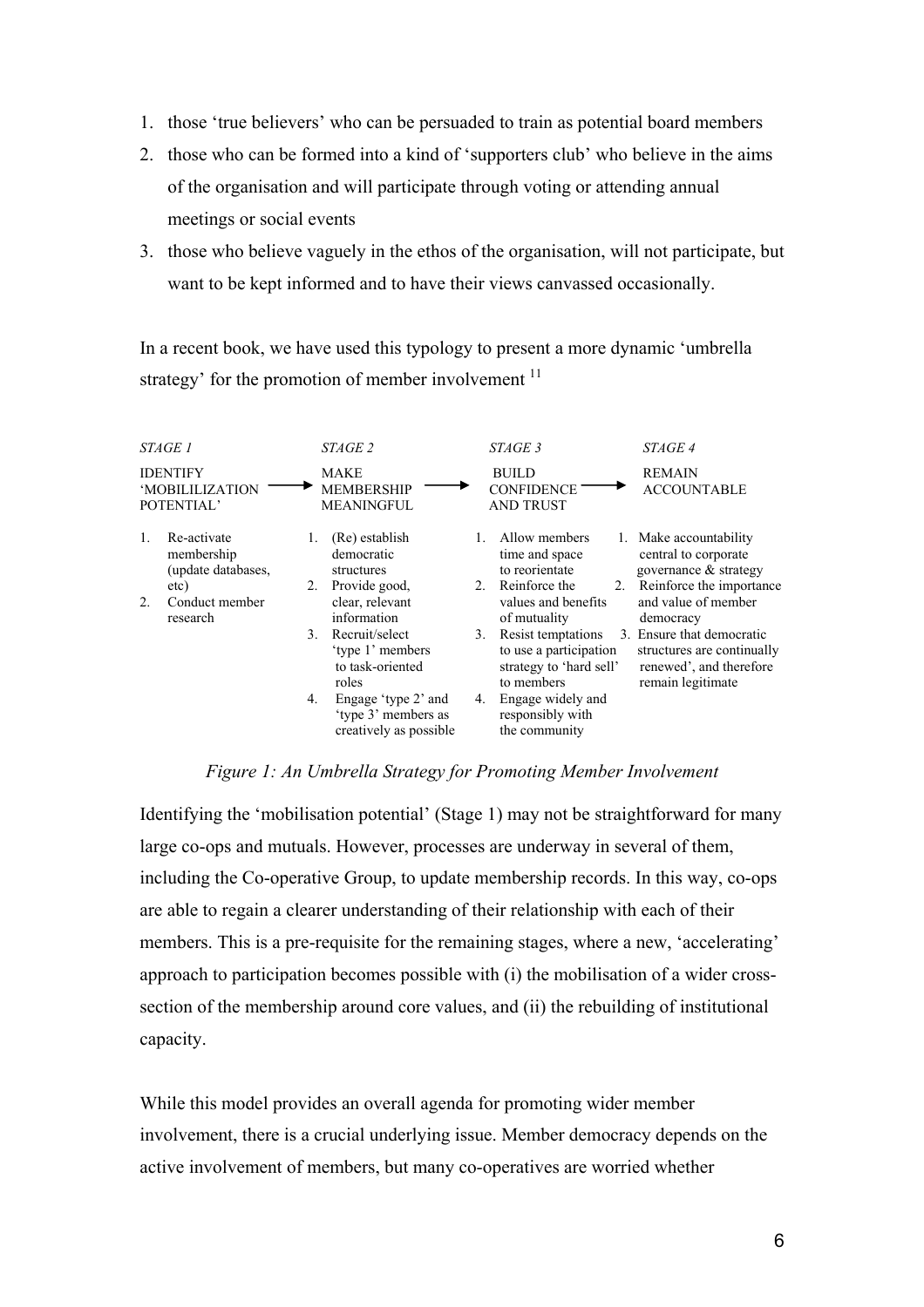1. those 'true believers' who can be persuaded to train as potential board members
2. those who can be formed into a kind of 'supporters club' who believe in the aims of the organisation and will participate through voting or attending annual meetings or social events
3. those who believe vaguely in the ethos of the organisation, will not participate, but want to be kept informed and to have their views canvassed occasionally.

In a recent book, we have used this typology to present a more dynamic 'umbrella strategy' for the promotion of member involvement [11]

| *STAGE 1* | *STAGE 2* | *STAGE 3* | *STAGE 4* |
|---|---|---|---|
| IDENTIFY 'MOBILIZATION POTENTIAL' → | MAKE MEMBERSHIP MEANINGFUL → | BUILD CONFIDENCE AND TRUST → | REMAIN ACCOUNTABLE |
| 1. Re-activate membership (update databases, etc) | 1. (Re) establish democratic structures | 1. Allow members time and space to reorientate | 1. Make accountability central to corporate governance & strategy |
| 2. Conduct member research | 2. Provide good, clear, relevant information | 2. Reinforce the values and benefits of mutuality | 2. Reinforce the importance and value of member democracy |
| | 3. Recruit/select 'type 1' members to task-oriented roles | 3. Resist temptations to use a participation strategy to 'hard sell' to members | 3. Ensure that democratic structures are continually renewed', and therefore remain legitimate |
| | 4. Engage 'type 2' and 'type 3' members as creatively as possible | 4. Engage widely and responsibly with the community | |

*Figure 1: An Umbrella Strategy for Promoting Member Involvement*

Identifying the 'mobilisation potential' (Stage 1) may not be straightforward for many large co-ops and mutuals. However, processes are underway in several of them, including the Co-operative Group, to update membership records. In this way, co-ops are able to regain a clearer understanding of their relationship with each of their members. This is a pre-requisite for the remaining stages, where a new, 'accelerating' approach to participation becomes possible with (i) the mobilisation of a wider cross-section of the membership around core values, and (ii) the rebuilding of institutional capacity.

While this model provides an overall agenda for promoting wider member involvement, there is a crucial underlying issue. Member democracy depends on the active involvement of members, but many co-operatives are worried whether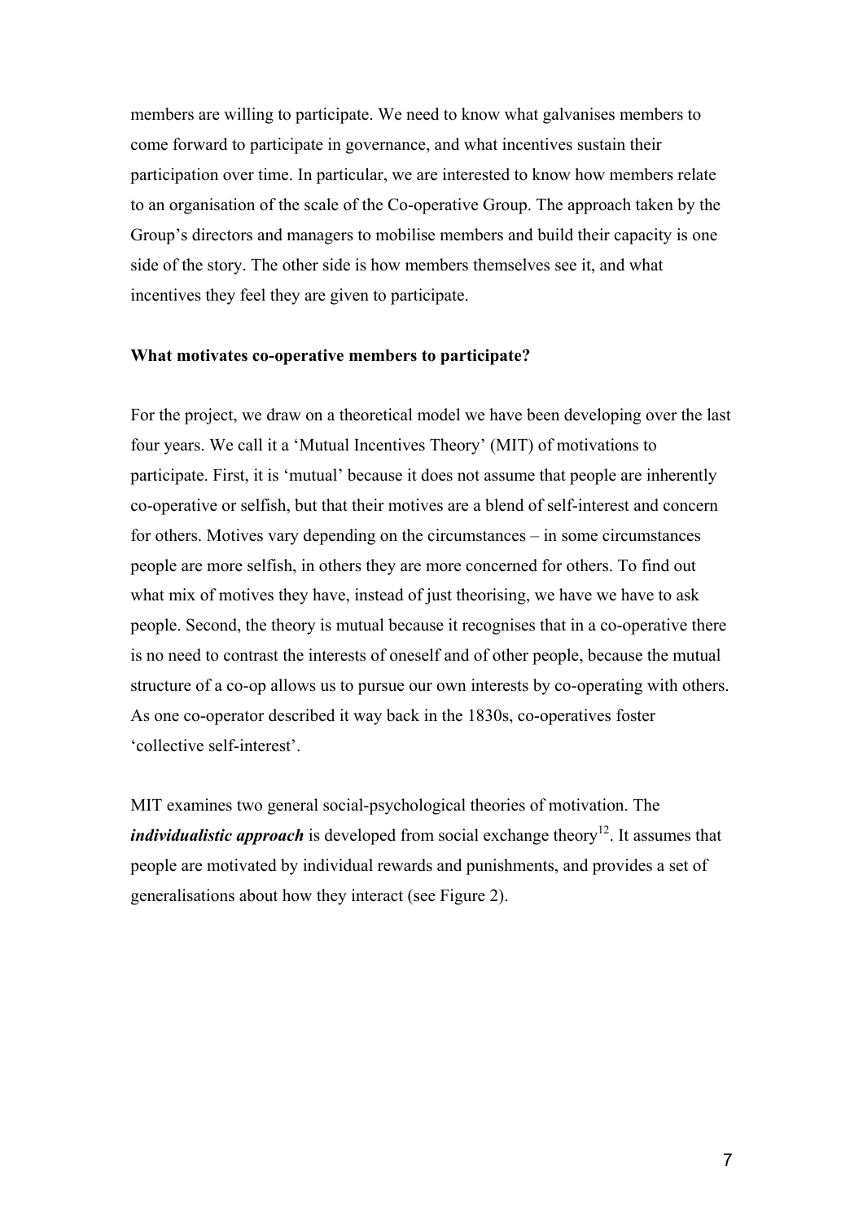members are willing to participate. We need to know what galvanises members to come forward to participate in governance, and what incentives sustain their participation over time. In particular, we are interested to know how members relate to an organisation of the scale of the Co-operative Group. The approach taken by the Group's directors and managers to mobilise members and build their capacity is one side of the story. The other side is how members themselves see it, and what incentives they feel they are given to participate.

**What motivates co-operative members to participate?**

For the project, we draw on a theoretical model we have been developing over the last four years. We call it a 'Mutual Incentives Theory' (MIT) of motivations to participate. First, it is 'mutual' because it does not assume that people are inherently co-operative or selfish, but that their motives are a blend of self-interest and concern for others. Motives vary depending on the circumstances – in some circumstances people are more selfish, in others they are more concerned for others. To find out what mix of motives they have, instead of just theorising, we have we have to ask people. Second, the theory is mutual because it recognises that in a co-operative there is no need to contrast the interests of oneself and of other people, because the mutual structure of a co-op allows us to pursue our own interests by co-operating with others. As one co-operator described it way back in the 1830s, co-operatives foster 'collective self-interest'.

MIT examines two general social-psychological theories of motivation. The ***individualistic approach*** is developed from social exchange theory[12]. It assumes that people are motivated by individual rewards and punishments, and provides a set of generalisations about how they interact (see Figure 2).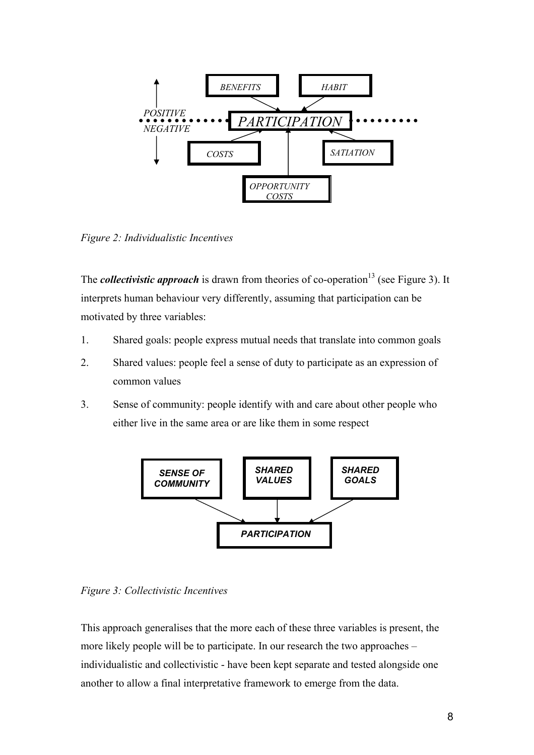*Figure 2: Individualistic Incentives*

The ***collectivistic approach*** is drawn from theories of co-operation[13] (see Figure 3). It interprets human behaviour very differently, assuming that participation can be motivated by three variables:

1. Shared goals: people express mutual needs that translate into common goals
2. Shared values: people feel a sense of duty to participate as an expression of common values
3. Sense of community: people identify with and care about other people who either live in the same area or are like them in some respect

*Figure 3: Collectivistic Incentives*

This approach generalises that the more each of these three variables is present, the more likely people will be to participate. In our research the two approaches – individualistic and collectivistic - have been kept separate and tested alongside one another to allow a final interpretative framework to emerge from the data.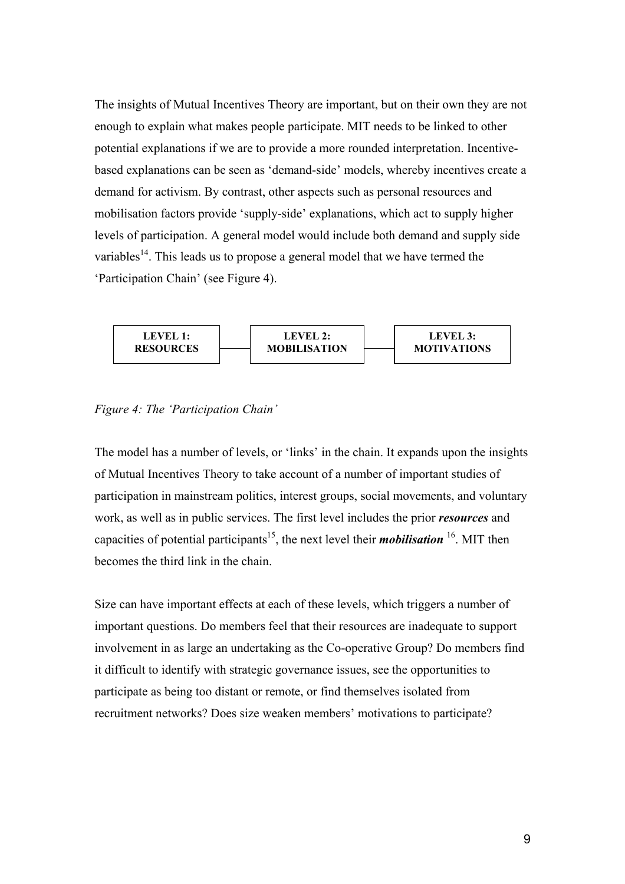The insights of Mutual Incentives Theory are important, but on their own they are not enough to explain what makes people participate. MIT needs to be linked to other potential explanations if we are to provide a more rounded interpretation. Incentive-based explanations can be seen as 'demand-side' models, whereby incentives create a demand for activism. By contrast, other aspects such as personal resources and mobilisation factors provide 'supply-side' explanations, which act to supply higher levels of participation. A general model would include both demand and supply side variables[14]. This leads us to propose a general model that we have termed the 'Participation Chain' (see Figure 4).

**LEVEL 1: RESOURCES** — **LEVEL 2: MOBILISATION** — **LEVEL 3: MOTIVATIONS**

*Figure 4: The 'Participation Chain'*

The model has a number of levels, or 'links' in the chain. It expands upon the insights of Mutual Incentives Theory to take account of a number of important studies of participation in mainstream politics, interest groups, social movements, and voluntary work, as well as in public services. The first level includes the prior ***resources*** and capacities of potential participants[15], the next level their ***mobilisation*** [16]. MIT then becomes the third link in the chain.

Size can have important effects at each of these levels, which triggers a number of important questions. Do members feel that their resources are inadequate to support involvement in as large an undertaking as the Co-operative Group? Do members find it difficult to identify with strategic governance issues, see the opportunities to participate as being too distant or remote, or find themselves isolated from recruitment networks? Does size weaken members' motivations to participate?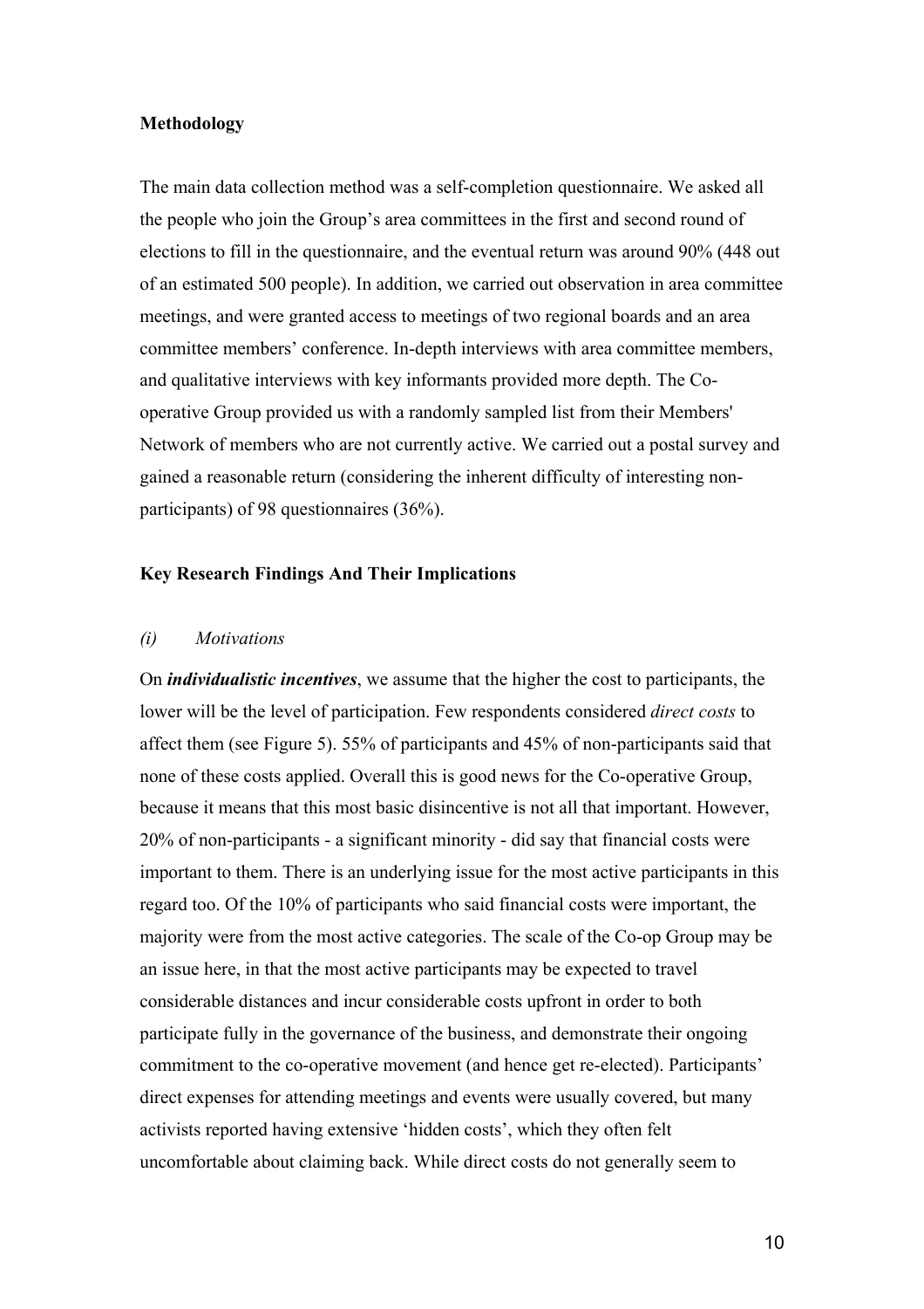**Methodology**

The main data collection method was a self-completion questionnaire. We asked all the people who join the Group's area committees in the first and second round of elections to fill in the questionnaire, and the eventual return was around 90% (448 out of an estimated 500 people). In addition, we carried out observation in area committee meetings, and were granted access to meetings of two regional boards and an area committee members' conference. In-depth interviews with area committee members, and qualitative interviews with key informants provided more depth. The Co-operative Group provided us with a randomly sampled list from their Members' Network of members who are not currently active. We carried out a postal survey and gained a reasonable return (considering the inherent difficulty of interesting non-participants) of 98 questionnaires (36%).

**Key Research Findings And Their Implications**

*(i) Motivations*

On ***individualistic incentives***, we assume that the higher the cost to participants, the lower will be the level of participation. Few respondents considered *direct costs* to affect them (see Figure 5). 55% of participants and 45% of non-participants said that none of these costs applied. Overall this is good news for the Co-operative Group, because it means that this most basic disincentive is not all that important. However, 20% of non-participants - a significant minority - did say that financial costs were important to them. There is an underlying issue for the most active participants in this regard too. Of the 10% of participants who said financial costs were important, the majority were from the most active categories. The scale of the Co-op Group may be an issue here, in that the most active participants may be expected to travel considerable distances and incur considerable costs upfront in order to both participate fully in the governance of the business, and demonstrate their ongoing commitment to the co-operative movement (and hence get re-elected). Participants' direct expenses for attending meetings and events were usually covered, but many activists reported having extensive 'hidden costs', which they often felt uncomfortable about claiming back. While direct costs do not generally seem to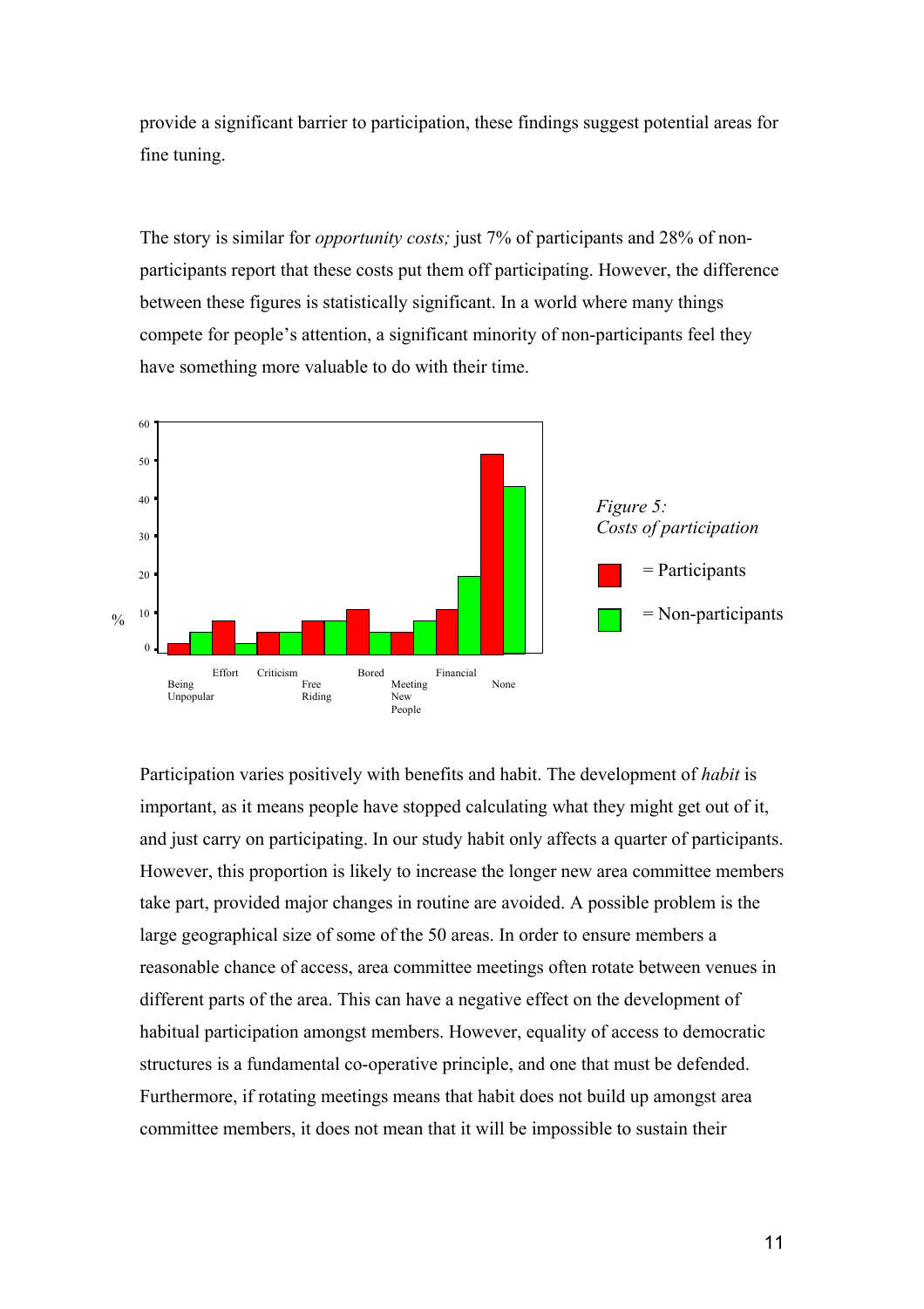provide a significant barrier to participation, these findings suggest potential areas for fine tuning.

The story is similar for *opportunity costs;* just 7% of participants and 28% of non-participants report that these costs put them off participating. However, the difference between these figures is statistically significant. In a world where many things compete for people's attention, a significant minority of non-participants feel they have something more valuable to do with their time.

*Figure 5: Costs of participation*

= Participants

= Non-participants

Participation varies positively with benefits and habit. The development of *habit* is important, as it means people have stopped calculating what they might get out of it, and just carry on participating. In our study habit only affects a quarter of participants. However, this proportion is likely to increase the longer new area committee members take part, provided major changes in routine are avoided. A possible problem is the large geographical size of some of the 50 areas. In order to ensure members a reasonable chance of access, area committee meetings often rotate between venues in different parts of the area. This can have a negative effect on the development of habitual participation amongst members. However, equality of access to democratic structures is a fundamental co-operative principle, and one that must be defended. Furthermore, if rotating meetings means that habit does not build up amongst area committee members, it does not mean that it will be impossible to sustain their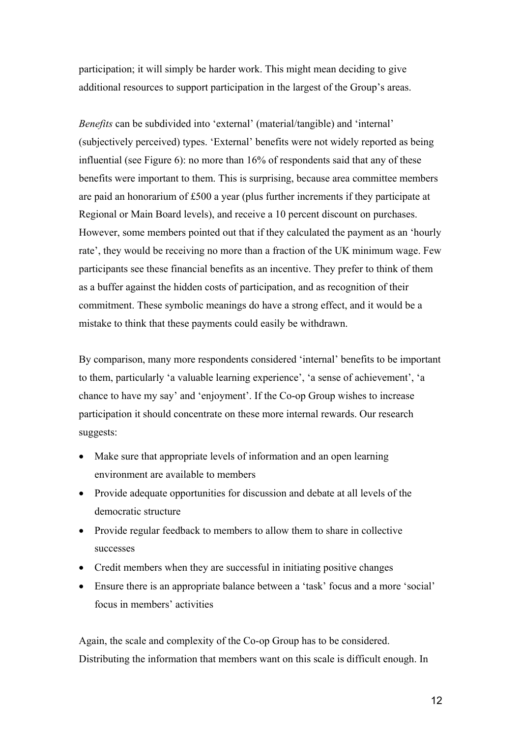participation; it will simply be harder work. This might mean deciding to give additional resources to support participation in the largest of the Group's areas.

*Benefits* can be subdivided into 'external' (material/tangible) and 'internal' (subjectively perceived) types. 'External' benefits were not widely reported as being influential (see Figure 6): no more than 16% of respondents said that any of these benefits were important to them. This is surprising, because area committee members are paid an honorarium of £500 a year (plus further increments if they participate at Regional or Main Board levels), and receive a 10 percent discount on purchases. However, some members pointed out that if they calculated the payment as an 'hourly rate', they would be receiving no more than a fraction of the UK minimum wage. Few participants see these financial benefits as an incentive. They prefer to think of them as a buffer against the hidden costs of participation, and as recognition of their commitment. These symbolic meanings do have a strong effect, and it would be a mistake to think that these payments could easily be withdrawn.

By comparison, many more respondents considered 'internal' benefits to be important to them, particularly 'a valuable learning experience', 'a sense of achievement', 'a chance to have my say' and 'enjoyment'. If the Co-op Group wishes to increase participation it should concentrate on these more internal rewards. Our research suggests:

- Make sure that appropriate levels of information and an open learning environment are available to members
- Provide adequate opportunities for discussion and debate at all levels of the democratic structure
- Provide regular feedback to members to allow them to share in collective successes
- Credit members when they are successful in initiating positive changes
- Ensure there is an appropriate balance between a 'task' focus and a more 'social' focus in members' activities

Again, the scale and complexity of the Co-op Group has to be considered. Distributing the information that members want on this scale is difficult enough. In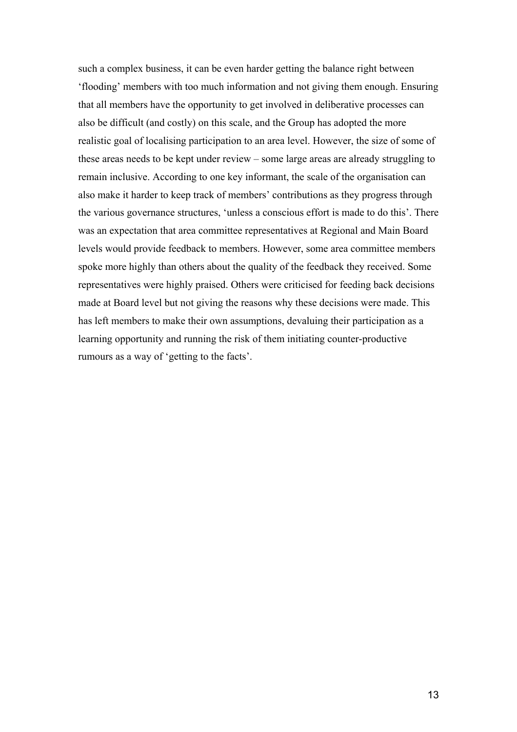such a complex business, it can be even harder getting the balance right between 'flooding' members with too much information and not giving them enough. Ensuring that all members have the opportunity to get involved in deliberative processes can also be difficult (and costly) on this scale, and the Group has adopted the more realistic goal of localising participation to an area level. However, the size of some of these areas needs to be kept under review – some large areas are already struggling to remain inclusive. According to one key informant, the scale of the organisation can also make it harder to keep track of members' contributions as they progress through the various governance structures, 'unless a conscious effort is made to do this'. There was an expectation that area committee representatives at Regional and Main Board levels would provide feedback to members. However, some area committee members spoke more highly than others about the quality of the feedback they received. Some representatives were highly praised. Others were criticised for feeding back decisions made at Board level but not giving the reasons why these decisions were made. This has left members to make their own assumptions, devaluing their participation as a learning opportunity and running the risk of them initiating counter-productive rumours as a way of 'getting to the facts'.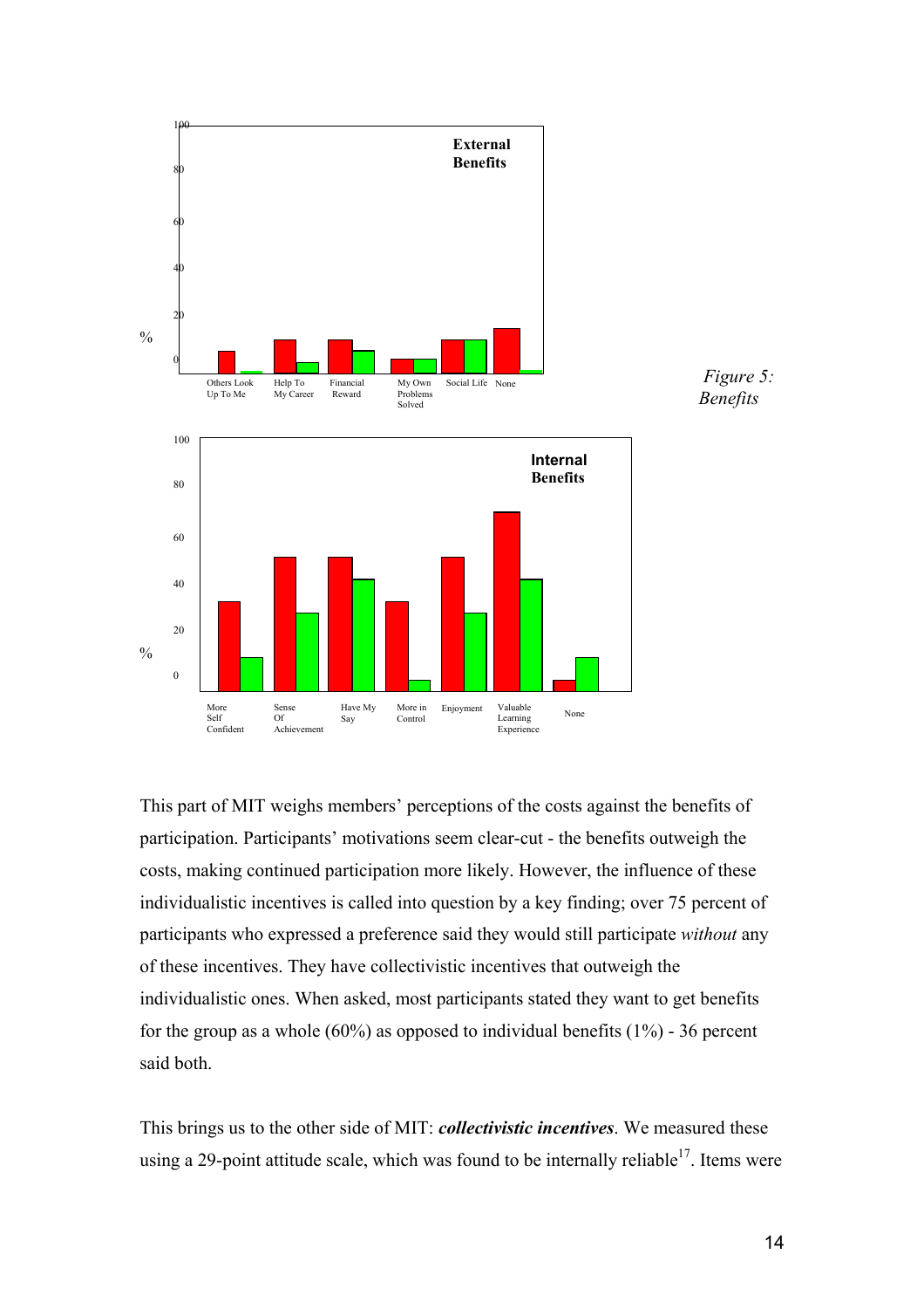Figure 5: *Benefits*

This part of MIT weighs members' perceptions of the costs against the benefits of participation. Participants' motivations seem clear-cut - the benefits outweigh the costs, making continued participation more likely. However, the influence of these individualistic incentives is called into question by a key finding; over 75 percent of participants who expressed a preference said they would still participate *without* any of these incentives. They have collectivistic incentives that outweigh the individualistic ones. When asked, most participants stated they want to get benefits for the group as a whole (60%) as opposed to individual benefits (1%) - 36 percent said both.

This brings us to the other side of MIT: ***collectivistic incentives***. We measured these using a 29-point attitude scale, which was found to be internally reliable[17]. Items were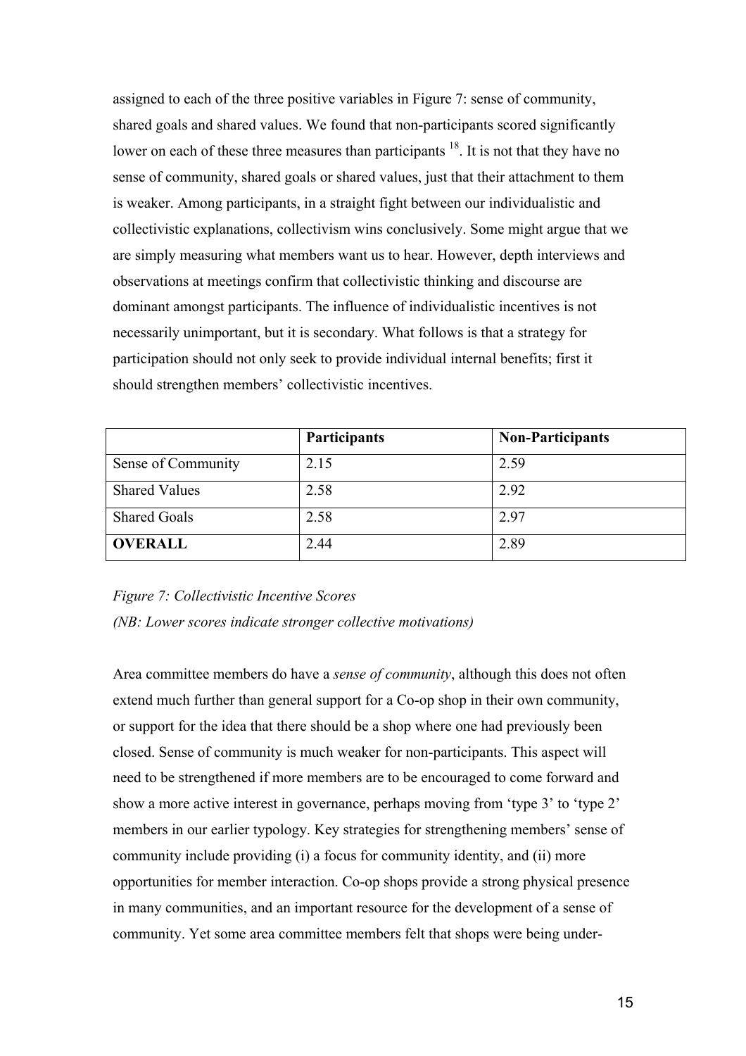assigned to each of the three positive variables in Figure 7: sense of community, shared goals and shared values. We found that non-participants scored significantly lower on each of these three measures than participants [18]. It is not that they have no sense of community, shared goals or shared values, just that their attachment to them is weaker. Among participants, in a straight fight between our individualistic and collectivistic explanations, collectivism wins conclusively. Some might argue that we are simply measuring what members want us to hear. However, depth interviews and observations at meetings confirm that collectivistic thinking and discourse are dominant amongst participants. The influence of individualistic incentives is not necessarily unimportant, but it is secondary. What follows is that a strategy for participation should not only seek to provide individual internal benefits; first it should strengthen members' collectivistic incentives.

| | **Participants** | **Non-Participants** |
|---|---|---|
| Sense of Community | 2.15 | 2.59 |
| Shared Values | 2.58 | 2.92 |
| Shared Goals | 2.58 | 2.97 |
| **OVERALL** | 2.44 | 2.89 |

*Figure 7: Collectivistic Incentive Scores*

*(NB: Lower scores indicate stronger collective motivations)*

Area committee members do have a *sense of community*, although this does not often extend much further than general support for a Co-op shop in their own community, or support for the idea that there should be a shop where one had previously been closed. Sense of community is much weaker for non-participants. This aspect will need to be strengthened if more members are to be encouraged to come forward and show a more active interest in governance, perhaps moving from 'type 3' to 'type 2' members in our earlier typology. Key strategies for strengthening members' sense of community include providing (i) a focus for community identity, and (ii) more opportunities for member interaction. Co-op shops provide a strong physical presence in many communities, and an important resource for the development of a sense of community. Yet some area committee members felt that shops were being under-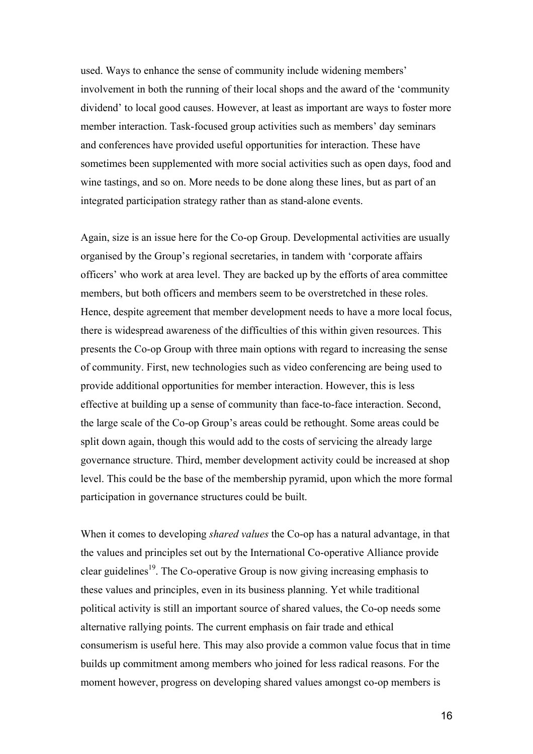used. Ways to enhance the sense of community include widening members' involvement in both the running of their local shops and the award of the 'community dividend' to local good causes. However, at least as important are ways to foster more member interaction. Task-focused group activities such as members' day seminars and conferences have provided useful opportunities for interaction. These have sometimes been supplemented with more social activities such as open days, food and wine tastings, and so on. More needs to be done along these lines, but as part of an integrated participation strategy rather than as stand-alone events.

Again, size is an issue here for the Co-op Group. Developmental activities are usually organised by the Group's regional secretaries, in tandem with 'corporate affairs officers' who work at area level. They are backed up by the efforts of area committee members, but both officers and members seem to be overstretched in these roles. Hence, despite agreement that member development needs to have a more local focus, there is widespread awareness of the difficulties of this within given resources. This presents the Co-op Group with three main options with regard to increasing the sense of community. First, new technologies such as video conferencing are being used to provide additional opportunities for member interaction. However, this is less effective at building up a sense of community than face-to-face interaction. Second, the large scale of the Co-op Group's areas could be rethought. Some areas could be split down again, though this would add to the costs of servicing the already large governance structure. Third, member development activity could be increased at shop level. This could be the base of the membership pyramid, upon which the more formal participation in governance structures could be built.

When it comes to developing *shared values* the Co-op has a natural advantage, in that the values and principles set out by the International Co-operative Alliance provide clear guidelines[19]. The Co-operative Group is now giving increasing emphasis to these values and principles, even in its business planning. Yet while traditional political activity is still an important source of shared values, the Co-op needs some alternative rallying points. The current emphasis on fair trade and ethical consumerism is useful here. This may also provide a common value focus that in time builds up commitment among members who joined for less radical reasons. For the moment however, progress on developing shared values amongst co-op members is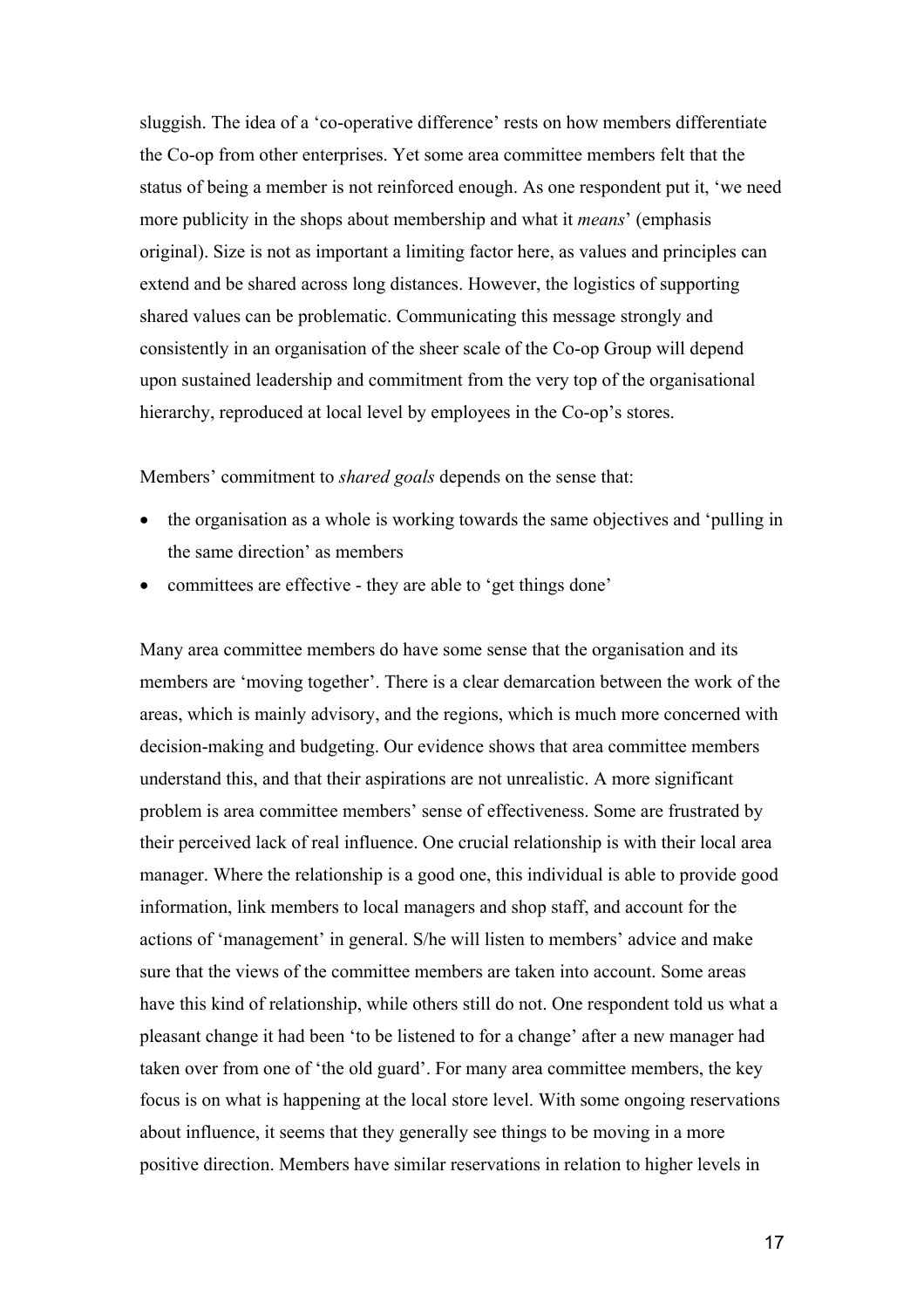sluggish. The idea of a 'co-operative difference' rests on how members differentiate the Co-op from other enterprises. Yet some area committee members felt that the status of being a member is not reinforced enough. As one respondent put it, 'we need more publicity in the shops about membership and what it *means*' (emphasis original). Size is not as important a limiting factor here, as values and principles can extend and be shared across long distances. However, the logistics of supporting shared values can be problematic. Communicating this message strongly and consistently in an organisation of the sheer scale of the Co-op Group will depend upon sustained leadership and commitment from the very top of the organisational hierarchy, reproduced at local level by employees in the Co-op's stores.

Members' commitment to *shared goals* depends on the sense that:

- the organisation as a whole is working towards the same objectives and 'pulling in the same direction' as members
- committees are effective - they are able to 'get things done'

Many area committee members do have some sense that the organisation and its members are 'moving together'. There is a clear demarcation between the work of the areas, which is mainly advisory, and the regions, which is much more concerned with decision-making and budgeting. Our evidence shows that area committee members understand this, and that their aspirations are not unrealistic. A more significant problem is area committee members' sense of effectiveness. Some are frustrated by their perceived lack of real influence. One crucial relationship is with their local area manager. Where the relationship is a good one, this individual is able to provide good information, link members to local managers and shop staff, and account for the actions of 'management' in general. S/he will listen to members' advice and make sure that the views of the committee members are taken into account. Some areas have this kind of relationship, while others still do not. One respondent told us what a pleasant change it had been 'to be listened to for a change' after a new manager had taken over from one of 'the old guard'. For many area committee members, the key focus is on what is happening at the local store level. With some ongoing reservations about influence, it seems that they generally see things to be moving in a more positive direction. Members have similar reservations in relation to higher levels in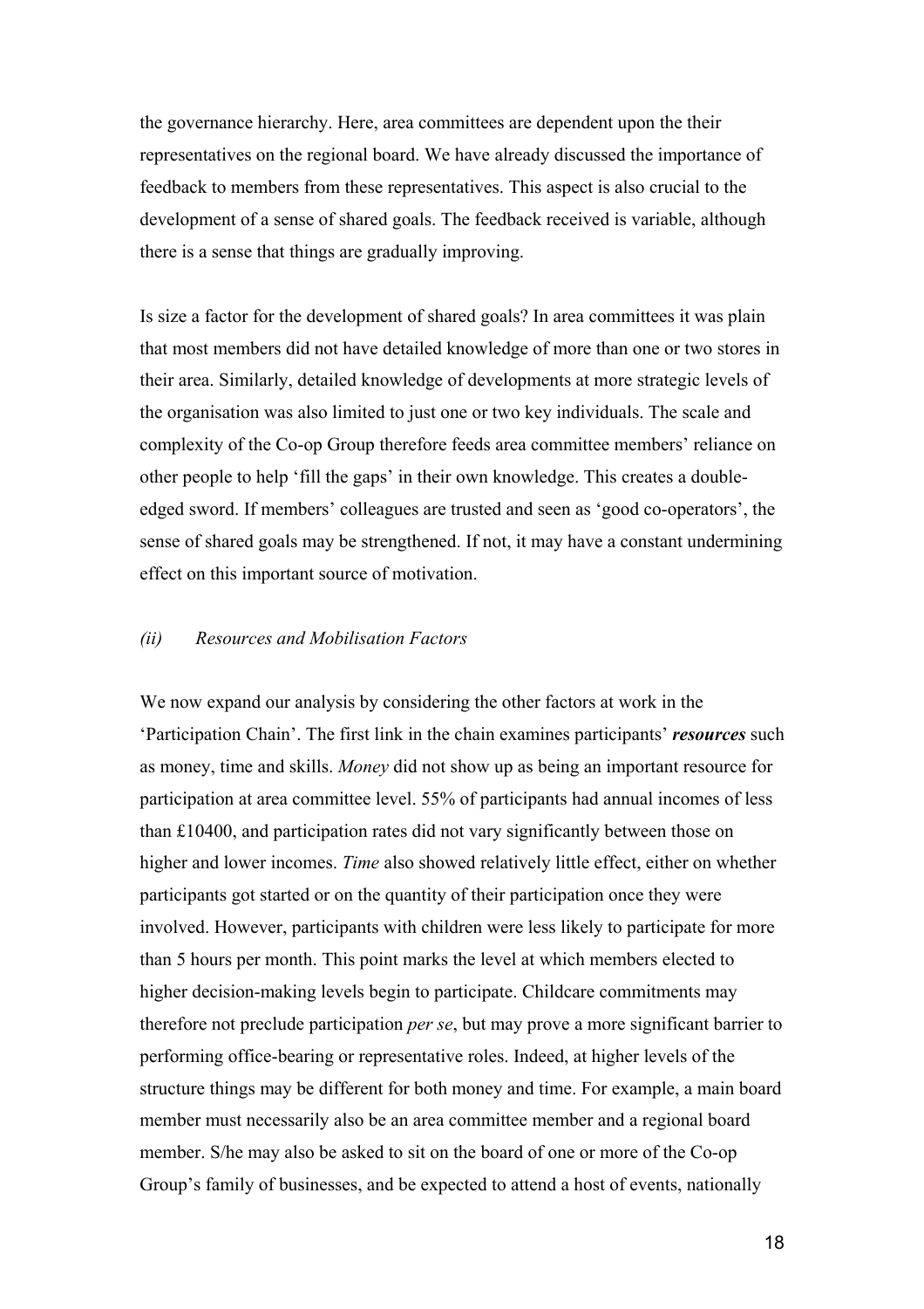the governance hierarchy. Here, area committees are dependent upon the their representatives on the regional board. We have already discussed the importance of feedback to members from these representatives. This aspect is also crucial to the development of a sense of shared goals. The feedback received is variable, although there is a sense that things are gradually improving.

Is size a factor for the development of shared goals? In area committees it was plain that most members did not have detailed knowledge of more than one or two stores in their area. Similarly, detailed knowledge of developments at more strategic levels of the organisation was also limited to just one or two key individuals. The scale and complexity of the Co-op Group therefore feeds area committee members' reliance on other people to help 'fill the gaps' in their own knowledge. This creates a double-edged sword. If members' colleagues are trusted and seen as 'good co-operators', the sense of shared goals may be strengthened. If not, it may have a constant undermining effect on this important source of motivation.

### *(ii) Resources and Mobilisation Factors*

We now expand our analysis by considering the other factors at work in the 'Participation Chain'. The first link in the chain examines participants' ***resources*** such as money, time and skills. *Money* did not show up as being an important resource for participation at area committee level. 55% of participants had annual incomes of less than £10400, and participation rates did not vary significantly between those on higher and lower incomes. *Time* also showed relatively little effect, either on whether participants got started or on the quantity of their participation once they were involved. However, participants with children were less likely to participate for more than 5 hours per month. This point marks the level at which members elected to higher decision-making levels begin to participate. Childcare commitments may therefore not preclude participation *per se*, but may prove a more significant barrier to performing office-bearing or representative roles. Indeed, at higher levels of the structure things may be different for both money and time. For example, a main board member must necessarily also be an area committee member and a regional board member. S/he may also be asked to sit on the board of one or more of the Co-op Group's family of businesses, and be expected to attend a host of events, nationally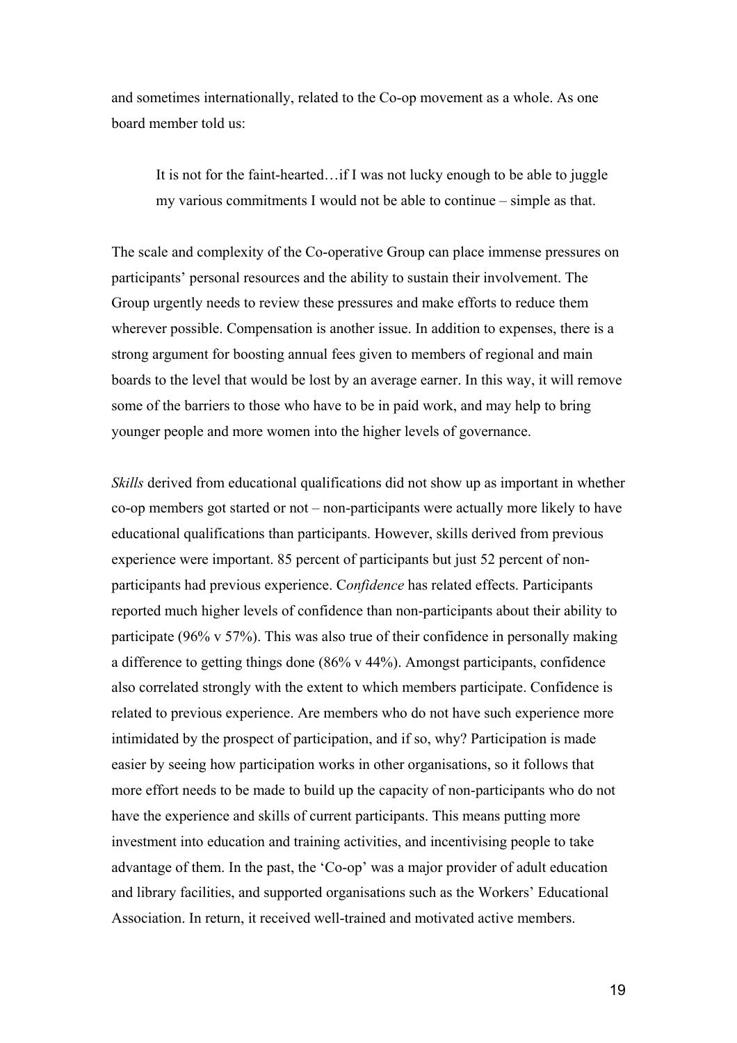and sometimes internationally, related to the Co-op movement as a whole. As one board member told us:

> It is not for the faint-hearted…if I was not lucky enough to be able to juggle my various commitments I would not be able to continue – simple as that.

The scale and complexity of the Co-operative Group can place immense pressures on participants' personal resources and the ability to sustain their involvement. The Group urgently needs to review these pressures and make efforts to reduce them wherever possible. Compensation is another issue. In addition to expenses, there is a strong argument for boosting annual fees given to members of regional and main boards to the level that would be lost by an average earner. In this way, it will remove some of the barriers to those who have to be in paid work, and may help to bring younger people and more women into the higher levels of governance.

*Skills* derived from educational qualifications did not show up as important in whether co-op members got started or not – non-participants were actually more likely to have educational qualifications than participants. However, skills derived from previous experience were important. 85 percent of participants but just 52 percent of non-participants had previous experience. C*onfidence* has related effects. Participants reported much higher levels of confidence than non-participants about their ability to participate (96% v 57%). This was also true of their confidence in personally making a difference to getting things done (86% v 44%). Amongst participants, confidence also correlated strongly with the extent to which members participate. Confidence is related to previous experience. Are members who do not have such experience more intimidated by the prospect of participation, and if so, why? Participation is made easier by seeing how participation works in other organisations, so it follows that more effort needs to be made to build up the capacity of non-participants who do not have the experience and skills of current participants. This means putting more investment into education and training activities, and incentivising people to take advantage of them. In the past, the 'Co-op' was a major provider of adult education and library facilities, and supported organisations such as the Workers' Educational Association. In return, it received well-trained and motivated active members.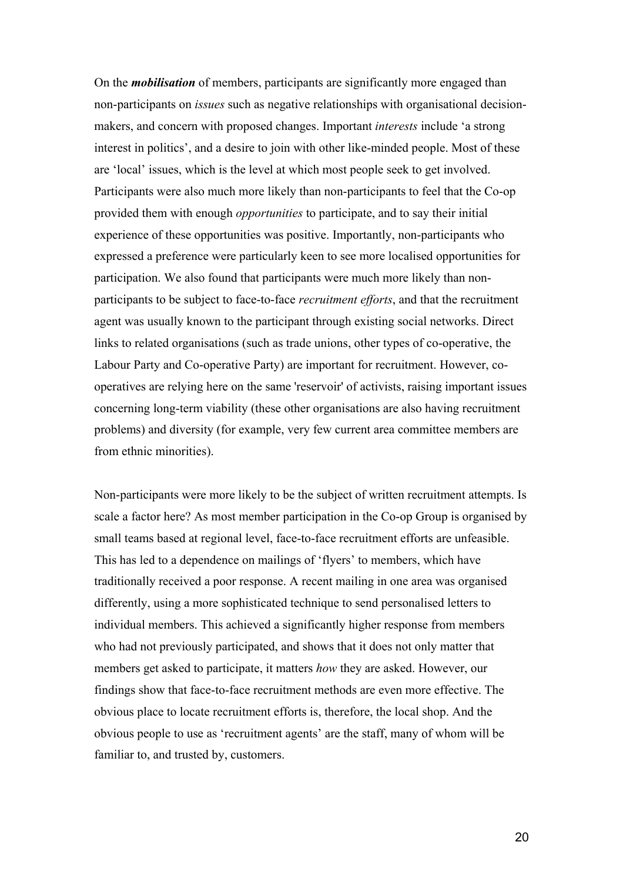On the ***mobilisation*** of members, participants are significantly more engaged than non-participants on *issues* such as negative relationships with organisational decision-makers, and concern with proposed changes. Important *interests* include 'a strong interest in politics', and a desire to join with other like-minded people. Most of these are 'local' issues, which is the level at which most people seek to get involved. Participants were also much more likely than non-participants to feel that the Co-op provided them with enough *opportunities* to participate, and to say their initial experience of these opportunities was positive. Importantly, non-participants who expressed a preference were particularly keen to see more localised opportunities for participation. We also found that participants were much more likely than non-participants to be subject to face-to-face *recruitment efforts*, and that the recruitment agent was usually known to the participant through existing social networks. Direct links to related organisations (such as trade unions, other types of co-operative, the Labour Party and Co-operative Party) are important for recruitment. However, co-operatives are relying here on the same 'reservoir' of activists, raising important issues concerning long-term viability (these other organisations are also having recruitment problems) and diversity (for example, very few current area committee members are from ethnic minorities).

Non-participants were more likely to be the subject of written recruitment attempts. Is scale a factor here? As most member participation in the Co-op Group is organised by small teams based at regional level, face-to-face recruitment efforts are unfeasible. This has led to a dependence on mailings of 'flyers' to members, which have traditionally received a poor response. A recent mailing in one area was organised differently, using a more sophisticated technique to send personalised letters to individual members. This achieved a significantly higher response from members who had not previously participated, and shows that it does not only matter that members get asked to participate, it matters *how* they are asked. However, our findings show that face-to-face recruitment methods are even more effective. The obvious place to locate recruitment efforts is, therefore, the local shop. And the obvious people to use as 'recruitment agents' are the staff, many of whom will be familiar to, and trusted by, customers.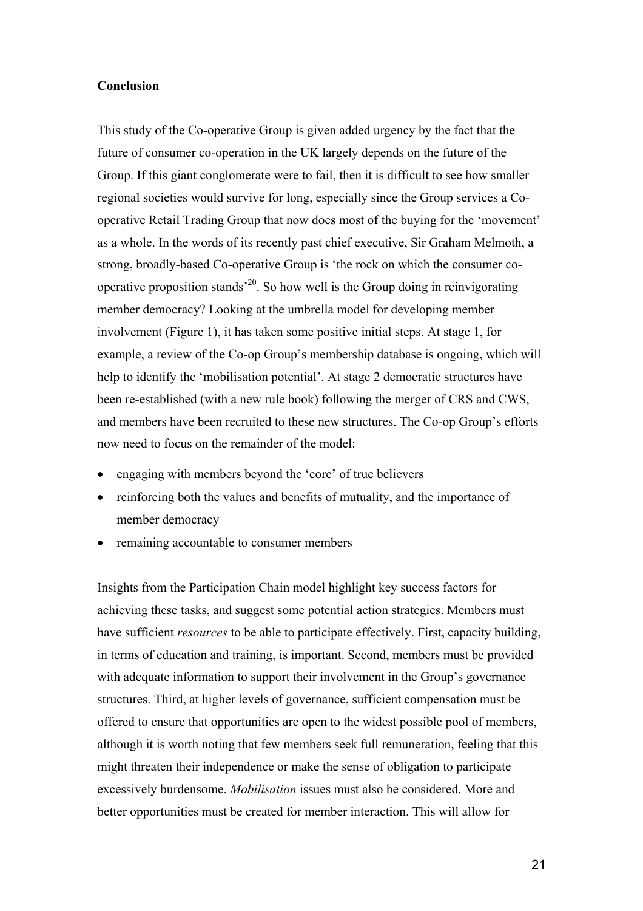**Conclusion**

This study of the Co-operative Group is given added urgency by the fact that the future of consumer co-operation in the UK largely depends on the future of the Group. If this giant conglomerate were to fail, then it is difficult to see how smaller regional societies would survive for long, especially since the Group services a Co-operative Retail Trading Group that now does most of the buying for the 'movement' as a whole. In the words of its recently past chief executive, Sir Graham Melmoth, a strong, broadly-based Co-operative Group is 'the rock on which the consumer co-operative proposition stands'[20]. So how well is the Group doing in reinvigorating member democracy? Looking at the umbrella model for developing member involvement (Figure 1), it has taken some positive initial steps. At stage 1, for example, a review of the Co-op Group's membership database is ongoing, which will help to identify the 'mobilisation potential'. At stage 2 democratic structures have been re-established (with a new rule book) following the merger of CRS and CWS, and members have been recruited to these new structures. The Co-op Group's efforts now need to focus on the remainder of the model:

- engaging with members beyond the 'core' of true believers
- reinforcing both the values and benefits of mutuality, and the importance of member democracy
- remaining accountable to consumer members

Insights from the Participation Chain model highlight key success factors for achieving these tasks, and suggest some potential action strategies. Members must have sufficient *resources* to be able to participate effectively. First, capacity building, in terms of education and training, is important. Second, members must be provided with adequate information to support their involvement in the Group's governance structures. Third, at higher levels of governance, sufficient compensation must be offered to ensure that opportunities are open to the widest possible pool of members, although it is worth noting that few members seek full remuneration, feeling that this might threaten their independence or make the sense of obligation to participate excessively burdensome. *Mobilisation* issues must also be considered. More and better opportunities must be created for member interaction. This will allow for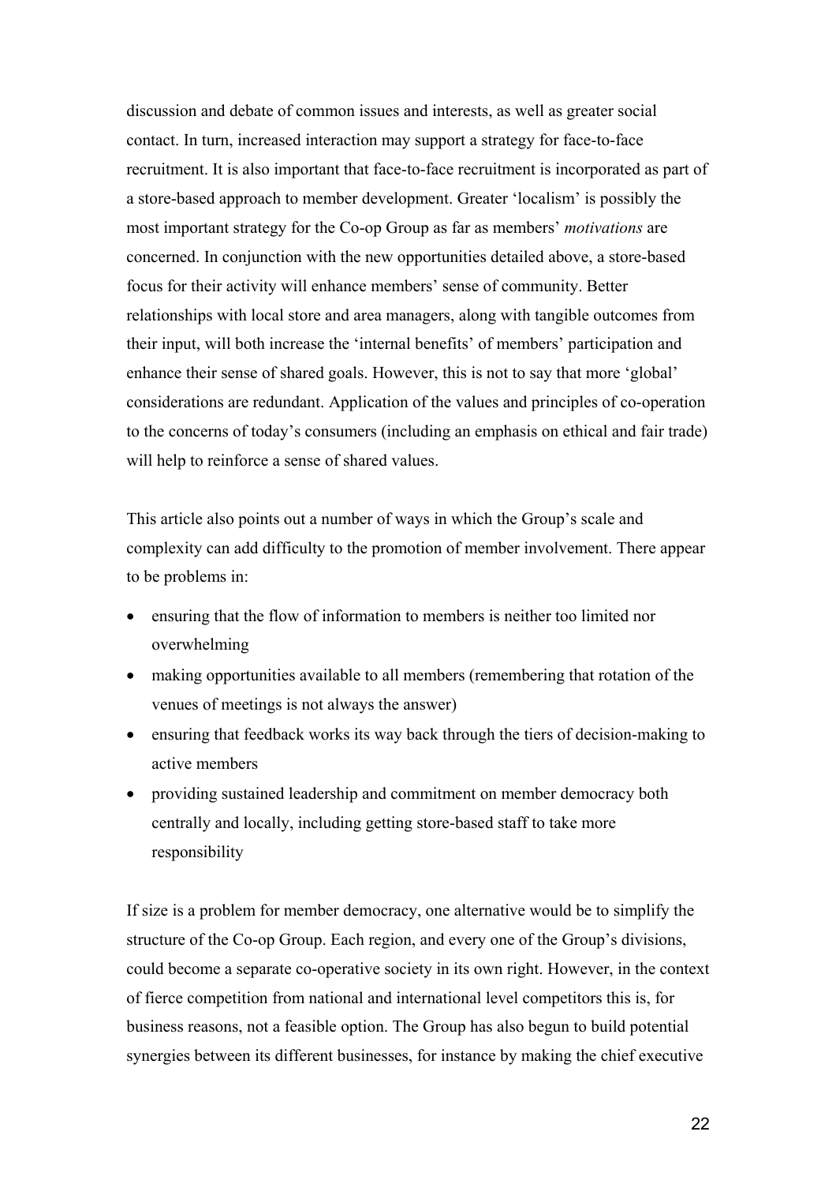discussion and debate of common issues and interests, as well as greater social contact. In turn, increased interaction may support a strategy for face-to-face recruitment. It is also important that face-to-face recruitment is incorporated as part of a store-based approach to member development. Greater 'localism' is possibly the most important strategy for the Co-op Group as far as members' *motivations* are concerned. In conjunction with the new opportunities detailed above, a store-based focus for their activity will enhance members' sense of community. Better relationships with local store and area managers, along with tangible outcomes from their input, will both increase the 'internal benefits' of members' participation and enhance their sense of shared goals. However, this is not to say that more 'global' considerations are redundant. Application of the values and principles of co-operation to the concerns of today's consumers (including an emphasis on ethical and fair trade) will help to reinforce a sense of shared values.

This article also points out a number of ways in which the Group's scale and complexity can add difficulty to the promotion of member involvement. There appear to be problems in:

- ensuring that the flow of information to members is neither too limited nor overwhelming
- making opportunities available to all members (remembering that rotation of the venues of meetings is not always the answer)
- ensuring that feedback works its way back through the tiers of decision-making to active members
- providing sustained leadership and commitment on member democracy both centrally and locally, including getting store-based staff to take more responsibility

If size is a problem for member democracy, one alternative would be to simplify the structure of the Co-op Group. Each region, and every one of the Group's divisions, could become a separate co-operative society in its own right. However, in the context of fierce competition from national and international level competitors this is, for business reasons, not a feasible option. The Group has also begun to build potential synergies between its different businesses, for instance by making the chief executive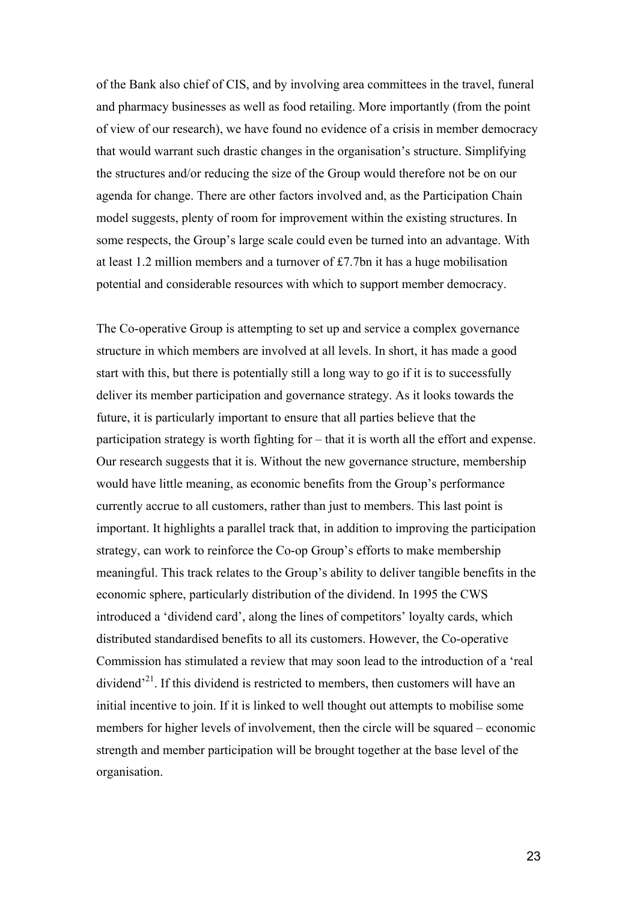of the Bank also chief of CIS, and by involving area committees in the travel, funeral and pharmacy businesses as well as food retailing. More importantly (from the point of view of our research), we have found no evidence of a crisis in member democracy that would warrant such drastic changes in the organisation's structure. Simplifying the structures and/or reducing the size of the Group would therefore not be on our agenda for change. There are other factors involved and, as the Participation Chain model suggests, plenty of room for improvement within the existing structures. In some respects, the Group's large scale could even be turned into an advantage. With at least 1.2 million members and a turnover of £7.7bn it has a huge mobilisation potential and considerable resources with which to support member democracy.

The Co-operative Group is attempting to set up and service a complex governance structure in which members are involved at all levels. In short, it has made a good start with this, but there is potentially still a long way to go if it is to successfully deliver its member participation and governance strategy. As it looks towards the future, it is particularly important to ensure that all parties believe that the participation strategy is worth fighting for – that it is worth all the effort and expense. Our research suggests that it is. Without the new governance structure, membership would have little meaning, as economic benefits from the Group's performance currently accrue to all customers, rather than just to members. This last point is important. It highlights a parallel track that, in addition to improving the participation strategy, can work to reinforce the Co-op Group's efforts to make membership meaningful. This track relates to the Group's ability to deliver tangible benefits in the economic sphere, particularly distribution of the dividend. In 1995 the CWS introduced a 'dividend card', along the lines of competitors' loyalty cards, which distributed standardised benefits to all its customers. However, the Co-operative Commission has stimulated a review that may soon lead to the introduction of a 'real dividend'[21]. If this dividend is restricted to members, then customers will have an initial incentive to join. If it is linked to well thought out attempts to mobilise some members for higher levels of involvement, then the circle will be squared – economic strength and member participation will be brought together at the base level of the organisation.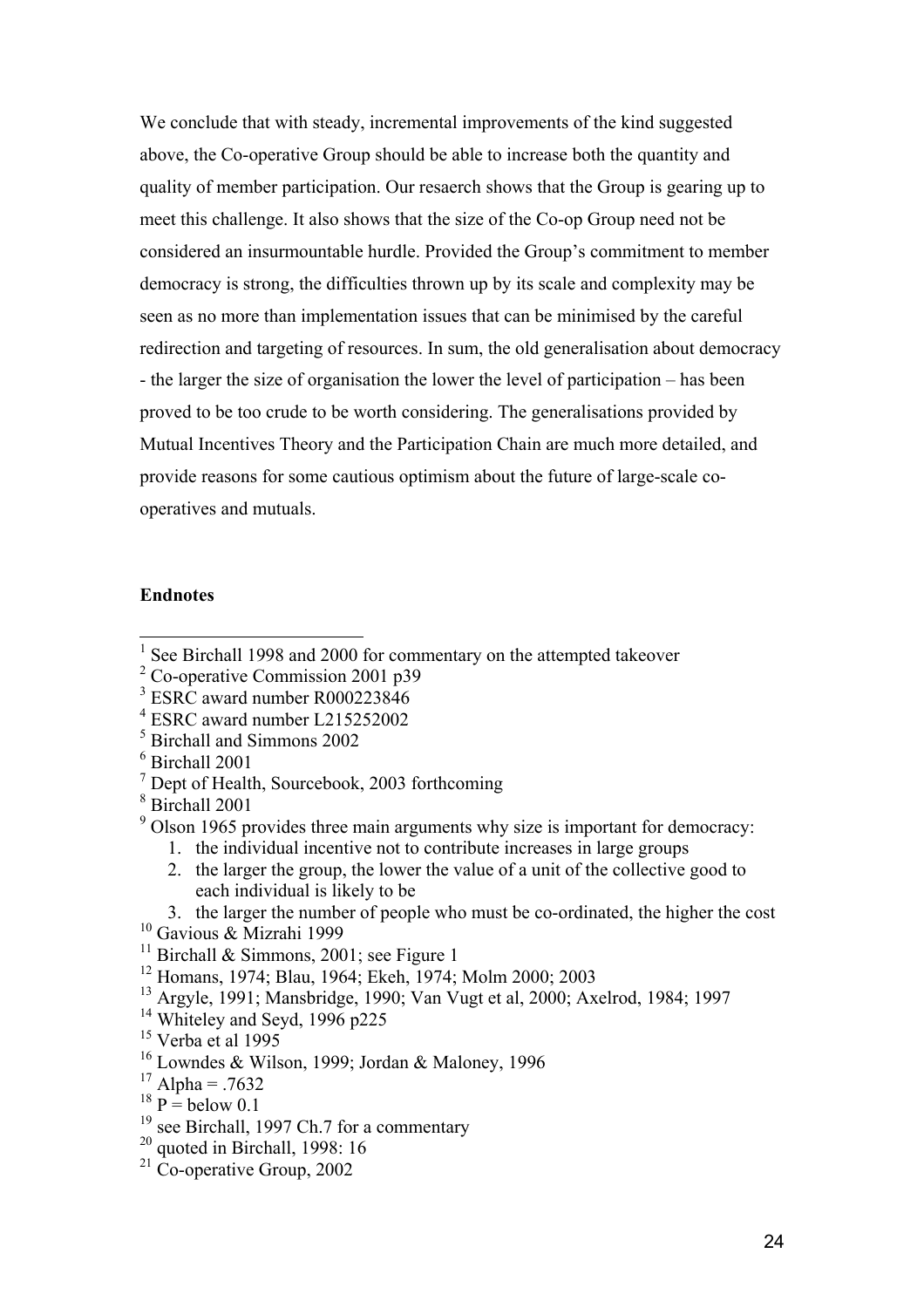We conclude that with steady, incremental improvements of the kind suggested above, the Co-operative Group should be able to increase both the quantity and quality of member participation. Our resaerch shows that the Group is gearing up to meet this challenge. It also shows that the size of the Co-op Group need not be considered an insurmountable hurdle. Provided the Group's commitment to member democracy is strong, the difficulties thrown up by its scale and complexity may be seen as no more than implementation issues that can be minimised by the careful redirection and targeting of resources. In sum, the old generalisation about democracy - the larger the size of organisation the lower the level of participation – has been proved to be too crude to be worth considering. The generalisations provided by Mutual Incentives Theory and the Participation Chain are much more detailed, and provide reasons for some cautious optimism about the future of large-scale co-operatives and mutuals.

**Endnotes**

[1] See Birchall 1998 and 2000 for commentary on the attempted takeover

[2] Co-operative Commission 2001 p39

[3] ESRC award number R000223846

[4] ESRC award number L215252002

[5] Birchall and Simmons 2002

[6] Birchall 2001

[7] Dept of Health, Sourcebook, 2003 forthcoming

[8] Birchall 2001

[9] Olson 1965 provides three main arguments why size is important for democracy:

1. the individual incentive not to contribute increases in large groups
2. the larger the group, the lower the value of a unit of the collective good to each individual is likely to be
3. the larger the number of people who must be co-ordinated, the higher the cost

[10] Gavious & Mizrahi 1999

[11] Birchall & Simmons, 2001; see Figure 1

[12] Homans, 1974; Blau, 1964; Ekeh, 1974; Molm 2000; 2003

[13] Argyle, 1991; Mansbridge, 1990; Van Vugt et al, 2000; Axelrod, 1984; 1997

[14] Whiteley and Seyd, 1996 p225

[15] Verba et al 1995

[16] Lowndes & Wilson, 1999; Jordan & Maloney, 1996

[17] Alpha = .7632

[18] P = below 0.1

[19] see Birchall, 1997 Ch.7 for a commentary

[20] quoted in Birchall, 1998: 16

[21] Co-operative Group, 2002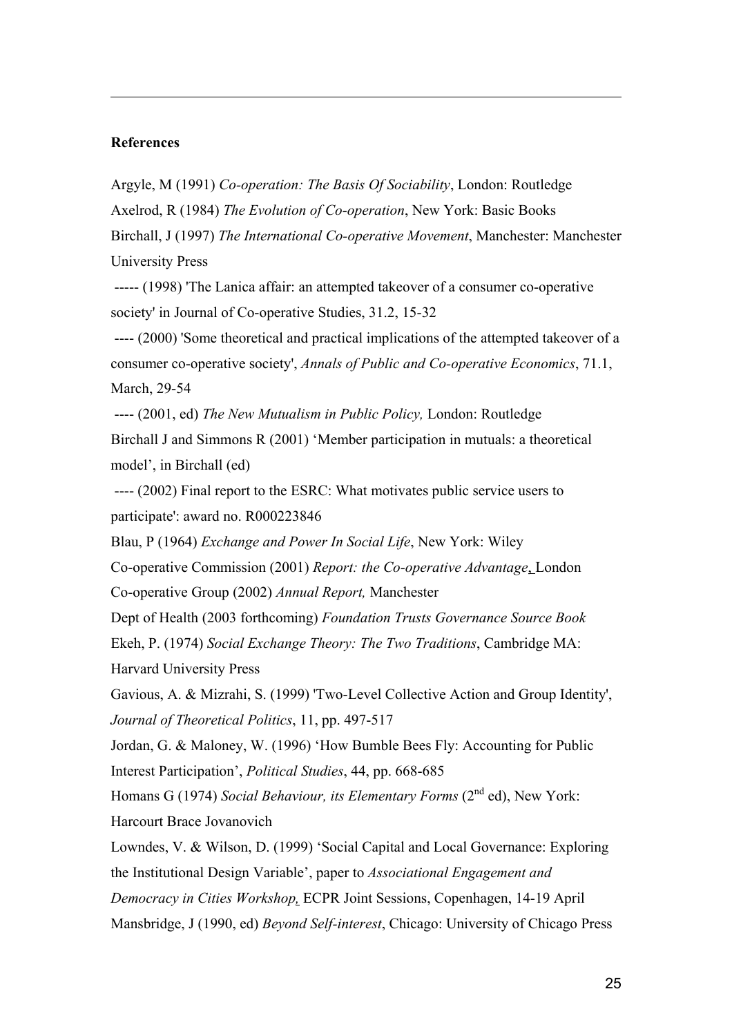**References**

Argyle, M (1991) *Co-operation: The Basis Of Sociability*, London: Routledge

Axelrod, R (1984) *The Evolution of Co-operation*, New York: Basic Books

Birchall, J (1997) *The International Co-operative Movement*, Manchester: Manchester University Press

----- (1998) 'The Lanica affair: an attempted takeover of a consumer co-operative society' in Journal of Co-operative Studies, 31.2, 15-32

---- (2000) 'Some theoretical and practical implications of the attempted takeover of a consumer co-operative society', *Annals of Public and Co-operative Economics*, 71.1, March, 29-54

---- (2001, ed) *The New Mutualism in Public Policy,* London: Routledge

Birchall J and Simmons R (2001) 'Member participation in mutuals: a theoretical model', in Birchall (ed)

---- (2002) Final report to the ESRC: What motivates public service users to participate': award no. R000223846

Blau, P (1964) *Exchange and Power In Social Life*, New York: Wiley

Co-operative Commission (2001) *Report: the Co-operative Advantage*, London

Co-operative Group (2002) *Annual Report,* Manchester

Dept of Health (2003 forthcoming) *Foundation Trusts Governance Source Book*

Ekeh, P. (1974) *Social Exchange Theory: The Two Traditions*, Cambridge MA: Harvard University Press

Gavious, A. & Mizrahi, S. (1999) 'Two-Level Collective Action and Group Identity', *Journal of Theoretical Politics*, 11, pp. 497-517

Jordan, G. & Maloney, W. (1996) 'How Bumble Bees Fly: Accounting for Public Interest Participation', *Political Studies*, 44, pp. 668-685

Homans G (1974) *Social Behaviour, its Elementary Forms* (2nd ed), New York: Harcourt Brace Jovanovich

Lowndes, V. & Wilson, D. (1999) 'Social Capital and Local Governance: Exploring the Institutional Design Variable', paper to *Associational Engagement and Democracy in Cities Workshop,* ECPR Joint Sessions, Copenhagen, 14-19 April

Mansbridge, J (1990, ed) *Beyond Self-interest*, Chicago: University of Chicago Press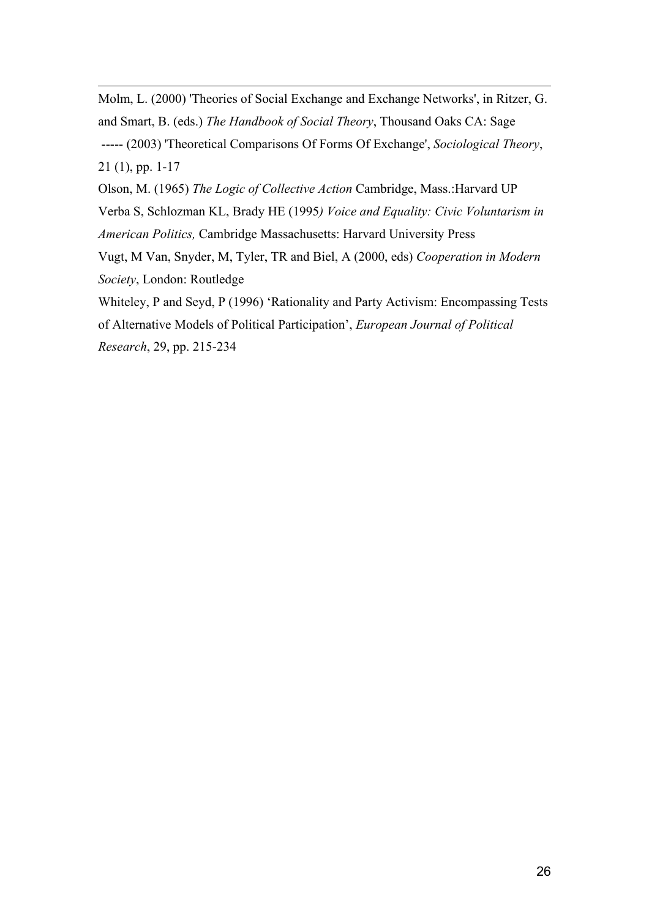Molm, L. (2000) 'Theories of Social Exchange and Exchange Networks', in Ritzer, G. and Smart, B. (eds.) *The Handbook of Social Theory*, Thousand Oaks CA: Sage

----- (2003) 'Theoretical Comparisons Of Forms Of Exchange', *Sociological Theory*, 21 (1), pp. 1-17

Olson, M. (1965) *The Logic of Collective Action* Cambridge, Mass.:Harvard UP

Verba S, Schlozman KL, Brady HE (1995*) Voice and Equality: Civic Voluntarism in American Politics,* Cambridge Massachusetts: Harvard University Press

Vugt, M Van, Snyder, M, Tyler, TR and Biel, A (2000, eds) *Cooperation in Modern Society*, London: Routledge

Whiteley, P and Seyd, P (1996) 'Rationality and Party Activism: Encompassing Tests of Alternative Models of Political Participation', *European Journal of Political Research*, 29, pp. 215-234